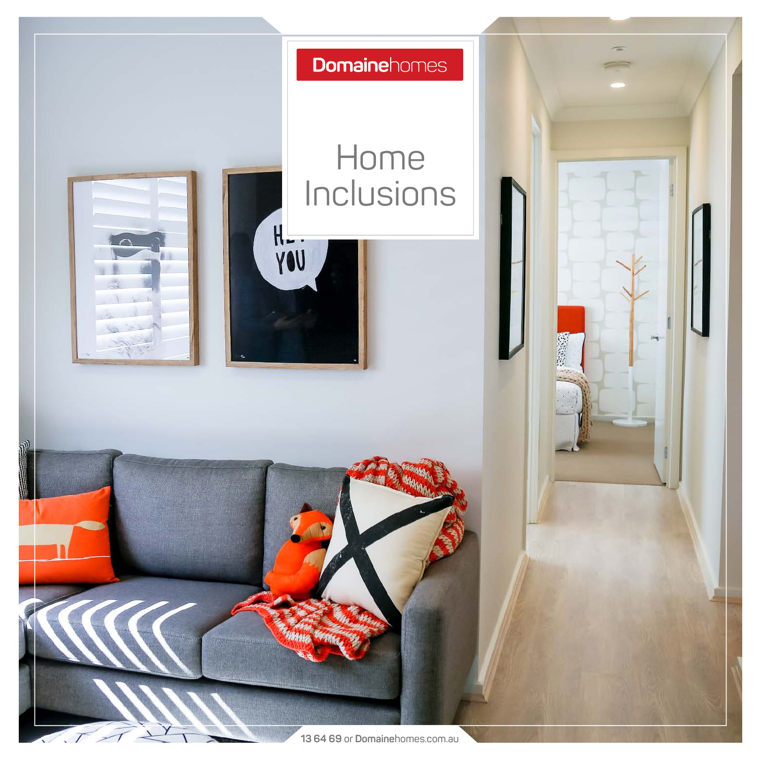Domainehomes

# Home Inclusions

13 64 69 or Domainehomes.com.au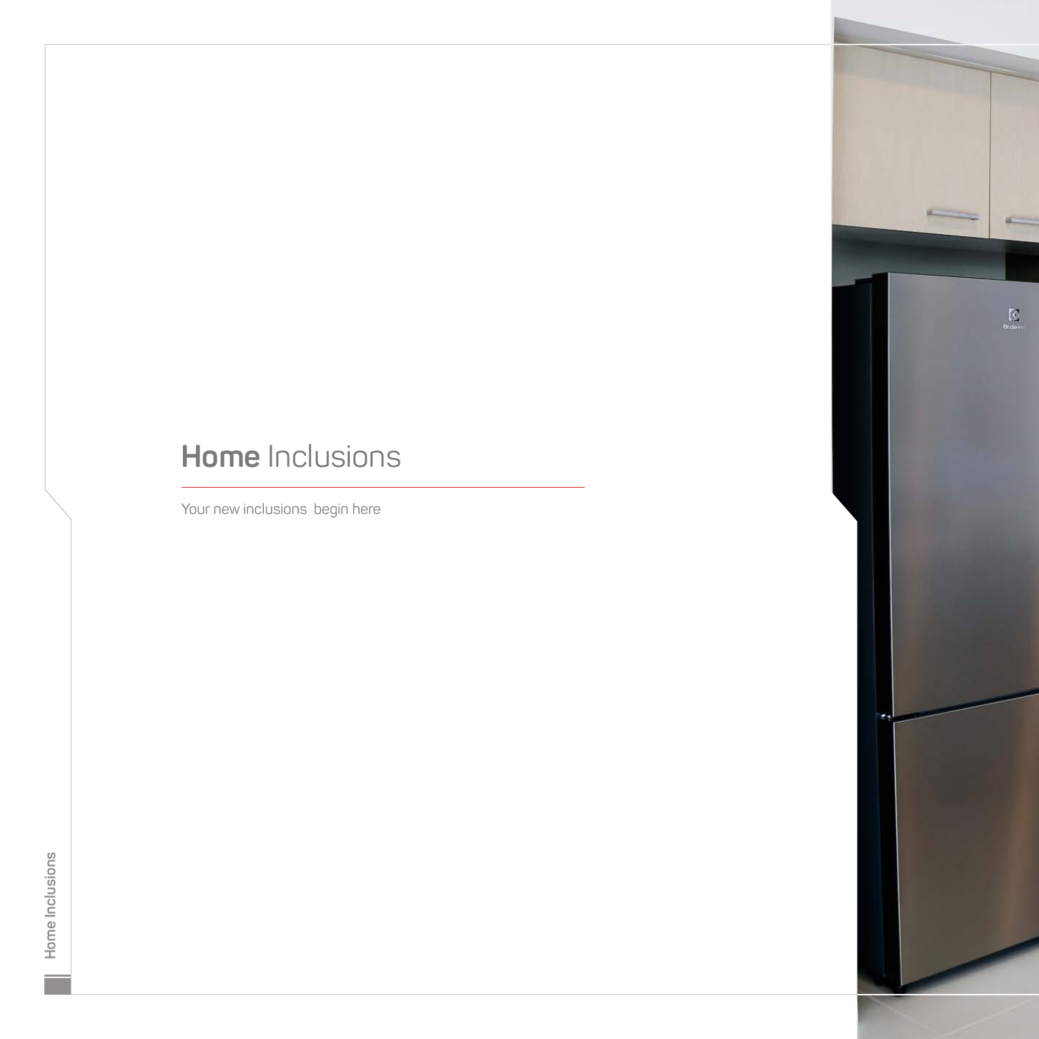# **Home** Inclusions

Your new inclusions begin here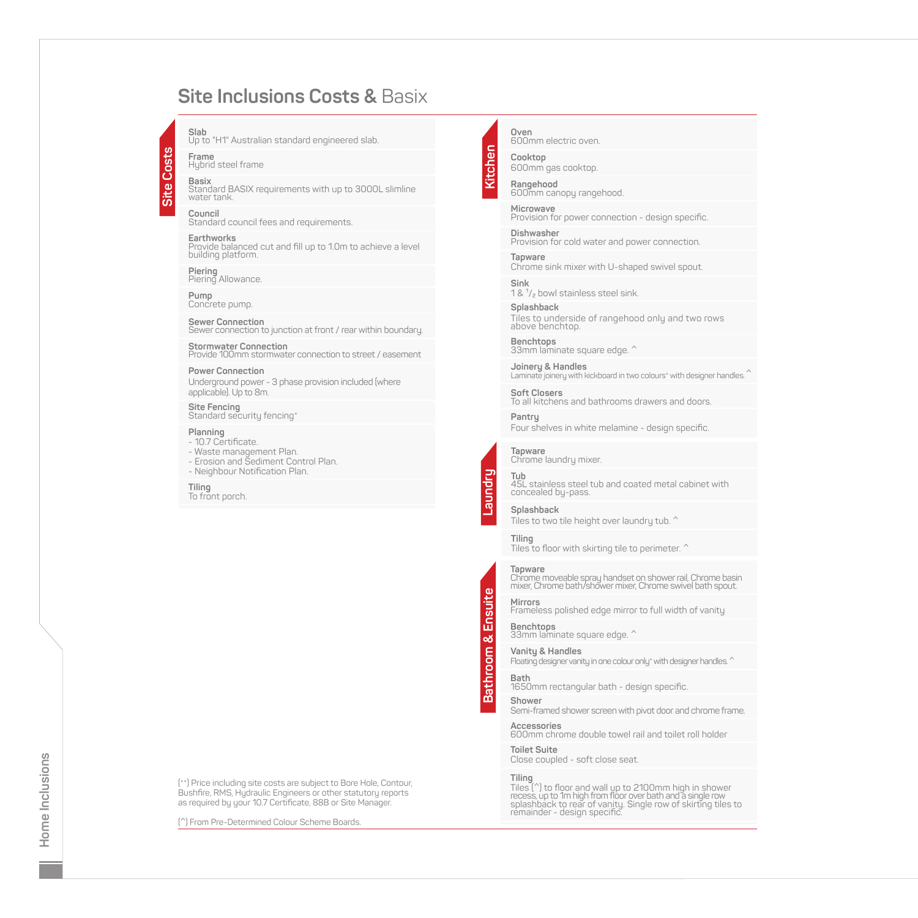# Site Inclusions Costs & Basix

## Site Costs

**Slab**
Up to "H1" Australian standard engineered slab.

**Frame**
Hybrid steel frame

**Basix**
Standard BASIX requirements with up to 3000L slimline water tank.

**Council**
Standard council fees and requirements.

**Earthworks**
Provide balanced cut and fill up to 1.0m to achieve a level building platform.

**Piering**
Piering Allowance.

**Pump**
Concrete pump.

**Sewer Connection**
Sewer connection to junction at front / rear within boundary.

**Stormwater Connection**
Provide 100mm stormwater connection to street / easement

**Power Connection**
Underground power - 3 phase provision included (where applicable). Up to 8m.

**Site Fencing**
Standard security fencing*

**Planning**
- 10.7 Certificate.
- Waste management Plan.
- Erosion and Sediment Control Plan.
- Neighbour Notification Plan.

**Tiling**
To front porch.

## Kitchen

**Oven**
600mm electric oven.

**Cooktop**
600mm gas cooktop.

**Rangehood**
600mm canopy rangehood.

**Microwave**
Provision for power connection - design specific.

**Dishwasher**
Provision for cold water and power connection.

**Tapware**
Chrome sink mixer with U-shaped swivel spout.

**Sink**
1 & 1/2 bowl stainless steel sink.

**Splashback**
Tiles to underside of rangehood only and two rows above benchtop.

**Benchtops**
33mm laminate square edge. ^

**Joinery & Handles**
Laminate joinery with kickboard in two colours* with designer handles. ^

**Soft Closers**
To all kitchens and bathrooms drawers and doors.

**Pantry**
Four shelves in white melamine - design specific.

## Laundry

**Tapware**
Chrome laundry mixer.

**Tub**
45L stainless steel tub and coated metal cabinet with concealed by-pass.

**Splashback**
Tiles to two tile height over laundry tub. ^

**Tiling**
Tiles to floor with skirting tile to perimeter. ^

## Bathroom & Ensuite

**Tapware**
Chrome moveable spray handset on shower rail, Chrome basin mixer, Chrome bath/shower mixer, Chrome swivel bath spout.

**Mirrors**
Frameless polished edge mirror to full width of vanity

**Benchtops**
33mm laminate square edge. ^

**Vanity & Handles**
Floating designer vanity in one colour only* with designer handles. ^

**Bath**
1650mm rectangular bath - design specific.

**Shower**
Semi-framed shower screen with pivot door and chrome frame.

**Accessories**
600mm chrome double towel rail and toilet roll holder

**Toilet Suite**
Close coupled - soft close seat.

**Tiling**
Tiles (^) to floor and wall up to 2100mm high in shower recess, up to 1m high from floor over bath and a single row splashback to rear of vanity. Single row of skirting tiles to remainder - design specific.

(**) Price including site costs are subject to Bore Hole, Contour, Bushfire, RMS, Hydraulic Engineers or other statutory reports as required by your 10.7 Certificate, 88B or Site Manager.

(^) From Pre-Determined Colour Scheme Boards.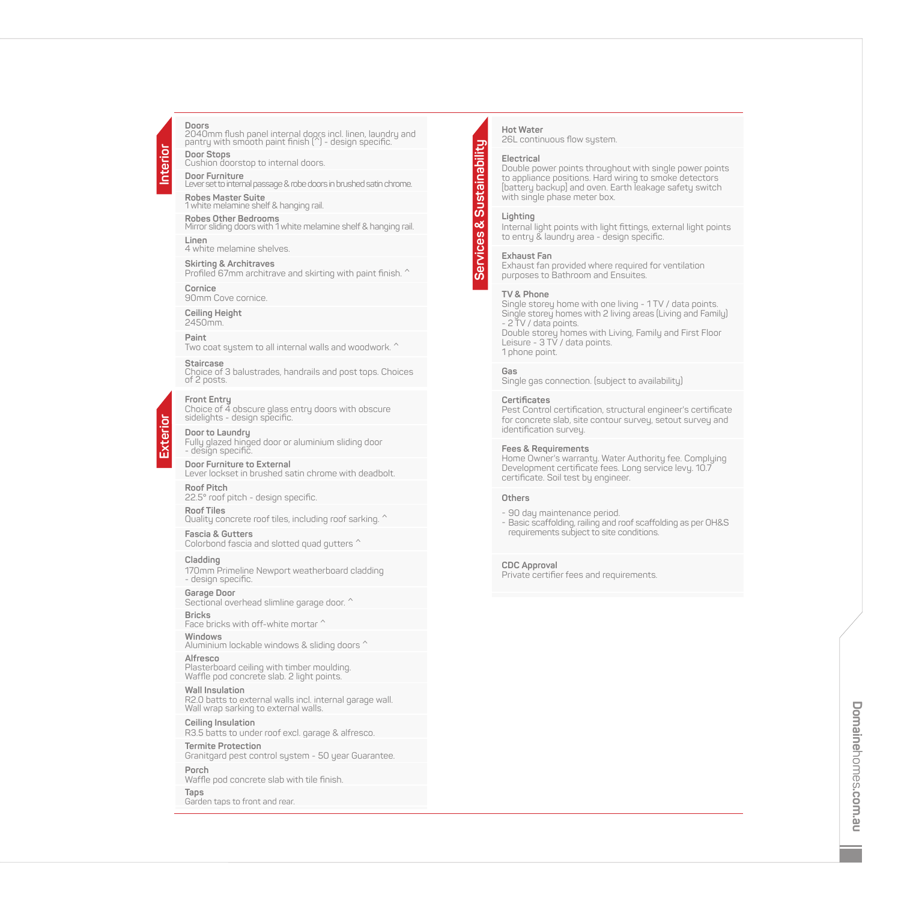## Interior

**Doors**
2040mm flush panel internal doors incl. linen, laundry and pantry with smooth paint finish (^) - design specific.

**Door Stops**
Cushion doorstop to internal doors.

**Door Furniture**
Lever set to internal passage & robe doors in brushed satin chrome.

**Robes Master Suite**
1 white melamine shelf & hanging rail.

**Robes Other Bedrooms**
Mirror sliding doors with 1 white melamine shelf & hanging rail.

**Linen**
4 white melamine shelves.

**Skirting & Architraves**
Profiled 67mm architrave and skirting with paint finish. ^

**Cornice**
90mm Cove cornice.

**Ceiling Height**
2450mm.

**Paint**
Two coat system to all internal walls and woodwork. ^

**Staircase**
Choice of 3 balustrades, handrails and post tops. Choices of 2 posts.

## Exterior

**Front Entry**
Choice of 4 obscure glass entry doors with obscure sidelights - design specific.

**Door to Laundry**
Fully glazed hinged door or aluminium sliding door - design specific.

**Door Furniture to External**
Lever lockset in brushed satin chrome with deadbolt.

**Roof Pitch**
22.5° roof pitch - design specific.

**Roof Tiles**
Quality concrete roof tiles, including roof sarking. ^

**Fascia & Gutters**
Colorbond fascia and slotted quad gutters ^

**Cladding**
170mm Primeline Newport weatherboard cladding - design specific.

**Garage Door**
Sectional overhead slimline garage door. ^

**Bricks**
Face bricks with off-white mortar ^

**Windows**
Aluminium lockable windows & sliding doors ^

**Alfresco**
Plasterboard ceiling with timber moulding. Waffle pod concrete slab. 2 light points.

**Wall Insulation**
R2.0 batts to external walls incl. internal garage wall. Wall wrap sarking to external walls.

**Ceiling Insulation**
R3.5 batts to under roof excl. garage & alfresco.

**Termite Protection**
Granitgard pest control system - 50 year Guarantee.

**Porch**
Waffle pod concrete slab with tile finish.

**Taps**
Garden taps to front and rear.

## Services & Sustainability

**Hot Water**
26L continuous flow system.

**Electrical**
Double power points throughout with single power points to appliance positions. Hard wiring to smoke detectors [battery backup] and oven. Earth leakage safety switch with single phase meter box.

**Lighting**
Internal light points with light fittings, external light points to entry & laundry area - design specific.

**Exhaust Fan**
Exhaust fan provided where required for ventilation purposes to Bathroom and Ensuites.

**TV & Phone**
Single storey home with one living - 1 TV / data points.
Single storey homes with 2 living areas (Living and Family) - 2 TV / data points.
Double storey homes with Living, Family and First Floor Leisure - 3 TV / data points.
1 phone point.

**Gas**
Single gas connection. (subject to availability)

**Certificates**
Pest Control certification, structural engineer's certificate for concrete slab, site contour survey, setout survey and identification survey.

**Fees & Requirements**
Home Owner's warranty. Water Authority fee. Complying Development certificate fees. Long service levy. 10.7 certificate. Soil test by engineer.

**Others**

- 90 day maintenance period.
- Basic scaffolding, railing and roof scaffolding as per OH&S requirements subject to site conditions.

**CDC Approval**
Private certifier fees and requirements.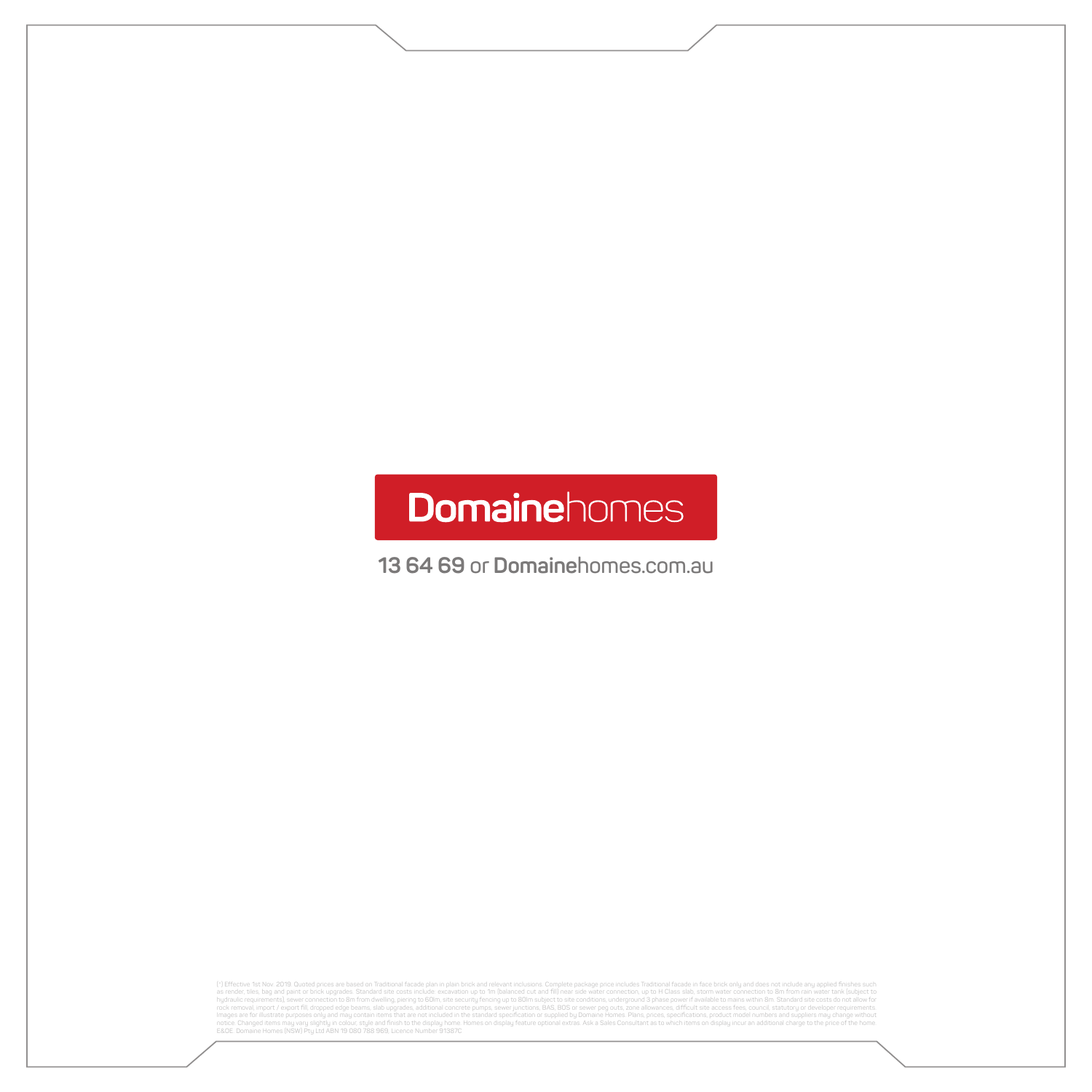**Domaine**homes

**13 64 69** or **Domaine**homes.com.au

(*) Effective 1st Nov. 2019. Quoted prices are based on Traditional facade plan in plain brick and relevant inclusions. Complete package price includes Traditional facade in face brick only and does not include any applied finishes such as render, tiles, bag and paint or brick upgrades. Standard site costs include: excavation up to 1m (balanced cut and fill) near side water connection, up to H Class slab, storm water connection to 8m from rain water tank (subject to hydraulic requirements), sewer connection to 8m from dwelling, piering to 60lm, site security fencing up to 80lm subject to site conditions, underground 3 phase power if available to mains within 8m. Standard site costs do not allow for rock removal, import / export fill, dropped edge beams, slab upgrades, additional concrete pumps, sewer junctions, BAS, BOS or sewer peg outs, zone allowances, difficult site access fees, council, statutory or developer requirements. Images are for illustrate purposes only and may contain items that are not included in the standard specification or supplied by Domaine Homes. Plans, prices, specifications, product model numbers and suppliers may change without notice. Changed items may vary slightly in colour, style and finish to the display home. Homes on display feature optional extras. Ask a Sales Consultant as to which items on display incur an additional charge to the price of the home. E&OE. Domaine Homes (NSW) Pty Ltd ABN 19 080 788 969. Licence Number 91387C